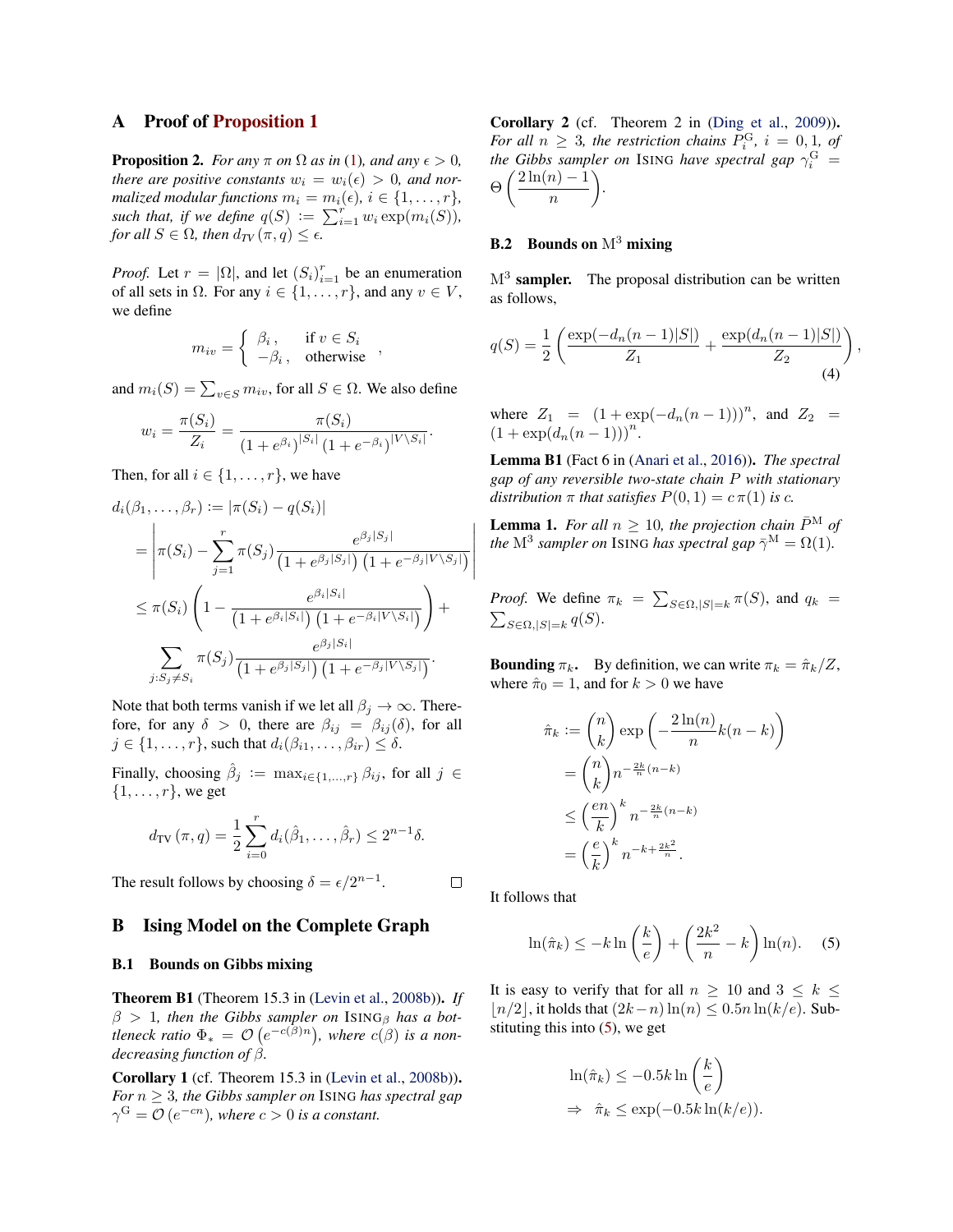# A Proof of Proposition 1

**Proposition 2.** *For any $\pi$ on $\Omega$ as in (1), and any $\epsilon > 0$, there are positive constants $w_i = w_i(\epsilon) > 0$, and normalized modular functions $m_i = m_i(\epsilon)$, $i \in \{1, \ldots, r\}$, such that, if we define $q(S) := \sum_{i=1}^{r} w_i \exp(m_i(S))$, for all $S \in \Omega$, then $d_{TV}(\pi, q) \leq \epsilon$.*

*Proof.* Let $r = |\Omega|$, and let $(S_i)_{i=1}^r$ be an enumeration of all sets in $\Omega$. For any $i \in \{1, \ldots, r\}$, and any $v \in V$, we define

$$m_{iv} = \begin{cases} \beta_i, & \text{if } v \in S_i \\ -\beta_i, & \text{otherwise} \end{cases},$$

and $m_i(S) = \sum_{v \in S} m_{iv}$, for all $S \in \Omega$. We also define

$$w_i = \frac{\pi(S_i)}{Z_i} = \frac{\pi(S_i)}{\left(1 + e^{\beta_i}\right)^{|S_i|}\left(1 + e^{-\beta_i}\right)^{|V \setminus S_i|}}.$$

Then, for all $i \in \{1, \ldots, r\}$, we have

$$\begin{aligned}
d_i(\beta_1, \ldots, \beta_r) &:= |\pi(S_i) - q(S_i)| \\
&= \left| \pi(S_i) - \sum_{j=1}^{r} \pi(S_j) \frac{e^{\beta_j |S_j|}}{\left(1 + e^{\beta_j |S_j|}\right)\left(1 + e^{-\beta_j |V \setminus S_j|}\right)} \right| \\
&\leq \pi(S_i)\left(1 - \frac{e^{\beta_i |S_i|}}{\left(1 + e^{\beta_i |S_i|}\right)\left(1 + e^{-\beta_i |V \setminus S_i|}\right)}\right) + \\
&\quad \sum_{j : S_j \neq S_i} \pi(S_j) \frac{e^{\beta_j |S_j|}}{\left(1 + e^{\beta_j |S_j|}\right)\left(1 + e^{-\beta_j |V \setminus S_j|}\right)}.
\end{aligned}$$

Note that both terms vanish if we let all $\beta_j \to \infty$. Therefore, for any $\delta > 0$, there are $\beta_{ij} = \beta_{ij}(\delta)$, for all $j \in \{1, \ldots, r\}$, such that $d_i(\beta_{i1}, \ldots, \beta_{ir}) \leq \delta$.

Finally, choosing $\hat{\beta}_j := \max_{i \in \{1, \ldots, r\}} \beta_{ij}$, for all $j \in \{1, \ldots, r\}$, we get

$$d_{\text{TV}}(\pi, q) = \frac{1}{2} \sum_{i=0}^{r} d_i(\hat{\beta}_1, \ldots, \hat{\beta}_r) \leq 2^{n-1}\delta.$$

The result follows by choosing $\delta = \epsilon / 2^{n-1}$. $\square$

# B Ising Model on the Complete Graph

## B.1 Bounds on Gibbs mixing

**Theorem B1** (Theorem 15.3 in (Levin et al., 2008b)). *If $\beta > 1$, then the Gibbs sampler on $\text{ISING}_\beta$ has a bottleneck ratio $\Phi_* = \mathcal{O}\left(e^{-c(\beta)n}\right)$, where $c(\beta)$ is a non-decreasing function of $\beta$.*

**Corollary 1** (cf. Theorem 15.3 in (Levin et al., 2008b)). *For $n \geq 3$, the Gibbs sampler on ISING has spectral gap $\gamma^{\text{G}} = \mathcal{O}\left(e^{-cn}\right)$, where $c > 0$ is a constant.*

**Corollary 2** (cf. Theorem 2 in (Ding et al., 2009)). *For all $n \geq 3$, the restriction chains $P_i^{\text{G}}$, $i = 0, 1$, of the Gibbs sampler on ISING have spectral gap $\gamma_i^{\text{G}} = \Theta\left(\frac{2\ln(n) - 1}{n}\right)$.*

## B.2 Bounds on $\text{M}^3$ mixing

**$\text{M}^3$ sampler.** The proposal distribution can be written as follows,

$$q(S) = \frac{1}{2}\left(\frac{\exp(-d_n(n-1)|S|)}{Z_1} + \frac{\exp(d_n(n-1)|S|)}{Z_2}\right), \tag{4}$$

where $Z_1 = (1 + \exp(-d_n(n-1)))^n$, and $Z_2 = (1 + \exp(d_n(n-1)))^n$.

**Lemma B1** (Fact 6 in (Anari et al., 2016)). *The spectral gap of any reversible two-state chain $P$ with stationary distribution $\pi$ that satisfies $P(0,1) = c\,\pi(1)$ is $c$.*

**Lemma 1.** *For all $n \geq 10$, the projection chain $\bar{P}^{\text{M}}$ of the $\text{M}^3$ sampler on ISING has spectral gap $\bar{\gamma}^{\text{M}} = \Omega(1)$.*

*Proof.* We define $\pi_k = \sum_{S \in \Omega, |S| = k} \pi(S)$, and $q_k = \sum_{S \in \Omega, |S| = k} q(S)$.

**Bounding $\pi_k$.** By definition, we can write $\pi_k = \hat{\pi}_k / Z$, where $\hat{\pi}_0 = 1$, and for $k > 0$ we have

$$\begin{aligned}
\hat{\pi}_k &:= \binom{n}{k} \exp\left(-\frac{2\ln(n)}{n} k(n-k)\right) \\
&= \binom{n}{k} n^{-\frac{2k}{n}(n-k)} \\
&\leq \left(\frac{en}{k}\right)^k n^{-\frac{2k}{n}(n-k)} \\
&= \left(\frac{e}{k}\right)^k n^{-k + \frac{2k^2}{n}}.
\end{aligned}$$

It follows that

$$\ln(\hat{\pi}_k) \leq -k \ln\left(\frac{k}{e}\right) + \left(\frac{2k^2}{n} - k\right)\ln(n). \tag{5}$$

It is easy to verify that for all $n \geq 10$ and $3 \leq k \leq \lfloor n/2 \rfloor$, it holds that $(2k - n)\ln(n) \leq 0.5n\ln(k/e)$. Substituting this into (5), we get

$$\begin{aligned}
&\ln(\hat{\pi}_k) \leq -0.5k \ln\left(\frac{k}{e}\right) \\
\Rightarrow\ \ &\hat{\pi}_k \leq \exp(-0.5k \ln(k/e)).
\end{aligned}$$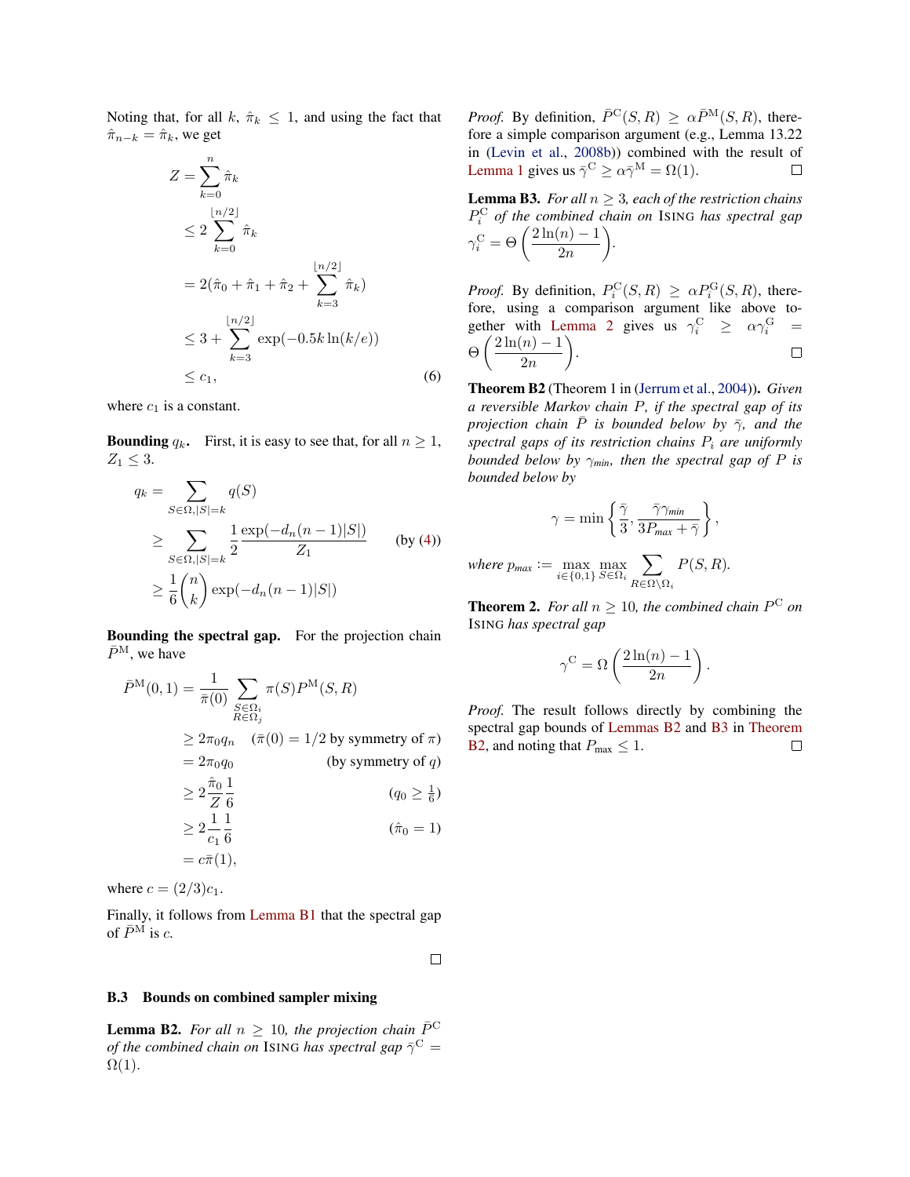Noting that, for all $k$, $\hat{\pi}_k \leq 1$, and using the fact that $\hat{\pi}_{n-k} = \hat{\pi}_k$, we get

$$
\begin{aligned}
Z &= \sum_{k=0}^{n} \hat{\pi}_k \\
&\leq 2 \sum_{k=0}^{\lfloor n/2 \rfloor} \hat{\pi}_k \\
&= 2(\hat{\pi}_0 + \hat{\pi}_1 + \hat{\pi}_2 + \sum_{k=3}^{\lfloor n/2 \rfloor} \hat{\pi}_k) \\
&\leq 3 + \sum_{k=3}^{\lfloor n/2 \rfloor} \exp(-0.5k \ln(k/e)) \\
&\leq c_1, \qquad\qquad (6)
\end{aligned}
$$

where $c_1$ is a constant.

**Bounding $q_k$.** First, it is easy to see that, for all $n \geq 1$, $Z_1 \leq 3$.

$$
\begin{aligned}
q_k &= \sum_{S \in \Omega, |S| = k} q(S) \\
&\geq \sum_{S \in \Omega, |S| = k} \frac{1}{2} \frac{\exp(-d_n(n-1)|S|)}{Z_1} \qquad \text{(by (4))} \\
&\geq \frac{1}{6} \binom{n}{k} \exp(-d_n(n-1)|S|)
\end{aligned}
$$

**Bounding the spectral gap.** For the projection chain $\bar{P}^{\mathrm{M}}$, we have

$$
\begin{aligned}
\bar{P}^{\mathrm{M}}(0,1) &= \frac{1}{\bar{\pi}(0)} \sum_{\substack{S \in \Omega_i \\ R \in \Omega_j}} \pi(S) P^{\mathrm{M}}(S,R) \\
&\geq 2\pi_0 q_n \quad (\bar{\pi}(0) = 1/2 \text{ by symmetry of } \pi) \\
&= 2\pi_0 q_0 \qquad\qquad \text{(by symmetry of } q) \\
&\geq 2 \frac{\hat{\pi}_0}{Z} \frac{1}{6} \qquad\qquad (q_0 \geq \tfrac{1}{6}) \\
&\geq 2 \frac{1}{c_1} \frac{1}{6} \qquad\qquad (\hat{\pi}_0 = 1) \\
&= c\bar{\pi}(1),
\end{aligned}
$$

where $c = (2/3)c_1$.

Finally, it follows from Lemma B1 that the spectral gap of $\bar{P}^{\mathrm{M}}$ is $c$.

□

### B.3 Bounds on combined sampler mixing

**Lemma B2.** *For all $n \geq 10$, the projection chain $\bar{P}^{\mathrm{C}}$ of the combined chain on* Ising *has spectral gap $\bar{\gamma}^{\mathrm{C}} = \Omega(1)$.*

*Proof.* By definition, $\bar{P}^{\mathrm{C}}(S,R) \geq \alpha \bar{P}^{\mathrm{M}}(S,R)$, therefore a simple comparison argument (e.g., Lemma 13.22 in (Levin et al., 2008b)) combined with the result of Lemma 1 gives us $\bar{\gamma}^{\mathrm{C}} \geq \alpha \bar{\gamma}^{\mathrm{M}} = \Omega(1)$. □

**Lemma B3.** *For all $n \geq 3$, each of the restriction chains $P_i^{\mathrm{C}}$ of the combined chain on* Ising *has spectral gap $\gamma_i^{\mathrm{C}} = \Theta\left(\frac{2\ln(n) - 1}{2n}\right)$.*

*Proof.* By definition, $P_i^{\mathrm{C}}(S,R) \geq \alpha P_i^{\mathrm{G}}(S,R)$, therefore, using a comparison argument like above together with Lemma 2 gives us $\gamma_i^{\mathrm{C}} \geq \alpha \gamma_i^{\mathrm{G}} = \Theta\left(\frac{2\ln(n) - 1}{2n}\right)$. □

**Theorem B2** (Theorem 1 in (Jerrum et al., 2004))**.** *Given a reversible Markov chain $P$, if the spectral gap of its projection chain $\bar{P}$ is bounded below by $\bar{\gamma}$, and the spectral gaps of its restriction chains $P_i$ are uniformly bounded below by $\gamma_{min}$, then the spectral gap of $P$ is bounded below by*

$$
\gamma = \min\left\{ \frac{\bar{\gamma}}{3}, \frac{\bar{\gamma}\gamma_{min}}{3P_{max} + \bar{\gamma}} \right\},
$$

*where $p_{max} := \max_{i \in \{0,1\}} \max_{S \in \Omega_i} \sum_{R \in \Omega \setminus \Omega_i} P(S,R)$.*

**Theorem 2.** *For all $n \geq 10$, the combined chain $P^{\mathrm{C}}$ on* Ising *has spectral gap*

$$
\gamma^{\mathrm{C}} = \Omega\left(\frac{2\ln(n) - 1}{2n}\right).
$$

*Proof.* The result follows directly by combining the spectral gap bounds of Lemmas B2 and B3 in Theorem B2, and noting that $P_{\max} \leq 1$. □